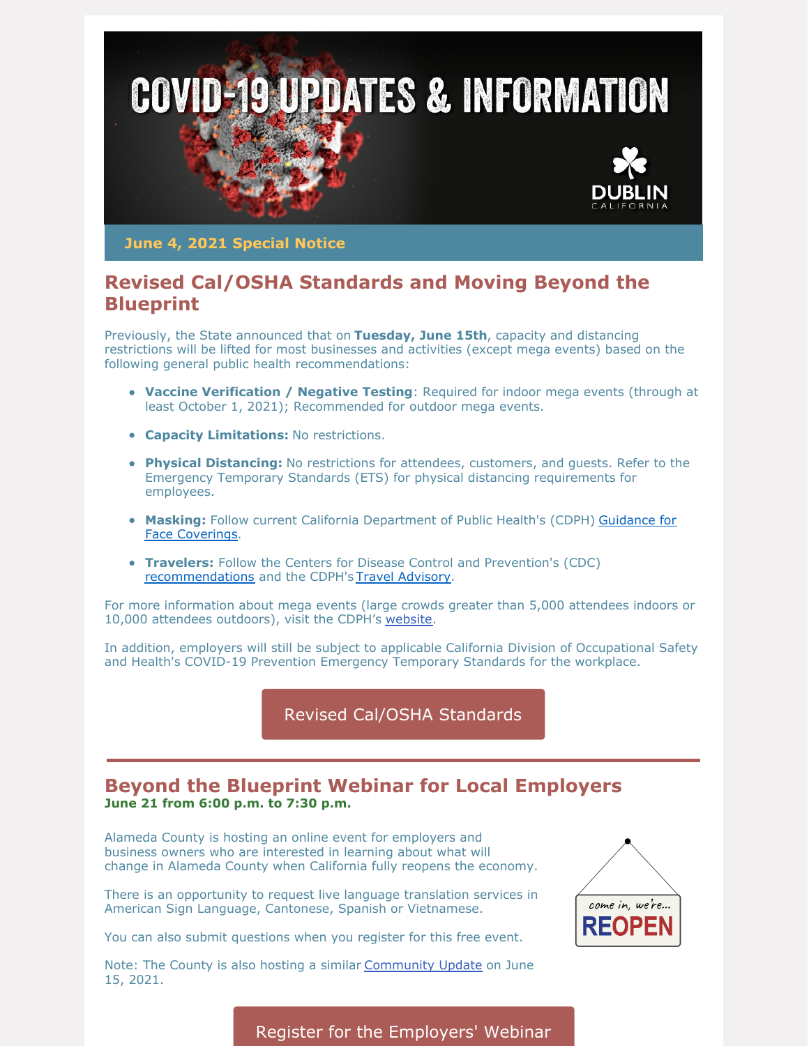# COVID-19 UPDATES & INFORMATION

DUBLIN CALIFORNIA

**June 4, 2021 Special Notice**

## Revised Cal/OSHA Standards and Moving Beyond the Blueprint

Previously, the State announced that on **Tuesday, June 15th**, capacity and distancing restrictions will be lifted for most businesses and activities (except mega events) based on the following general public health recommendations:

- **Vaccine Verification / Negative Testing**: Required for indoor mega events (through at least October 1, 2021); Recommended for outdoor mega events.
- **Capacity Limitations:** No restrictions.
- **Physical Distancing:** No restrictions for attendees, customers, and guests. Refer to the Emergency Temporary Standards (ETS) for physical distancing requirements for employees.
- **Masking:** Follow current California Department of Public Health's (CDPH) Guidance for Face Coverings.
- **Travelers:** Follow the Centers for Disease Control and Prevention's (CDC) recommendations and the CDPH's Travel Advisory.

For more information about mega events (large crowds greater than 5,000 attendees indoors or 10,000 attendees outdoors), visit the CDPH's website.

In addition, employers will still be subject to applicable California Division of Occupational Safety and Health's COVID-19 Prevention Emergency Temporary Standards for the workplace.

Revised Cal/OSHA Standards

---

## Beyond the Blueprint Webinar for Local Employers

**June 21 from 6:00 p.m. to 7:30 p.m.**

Alameda County is hosting an online event for employers and business owners who are interested in learning about what will change in Alameda County when California fully reopens the economy.

There is an opportunity to request live language translation services in American Sign Language, Cantonese, Spanish or Vietnamese.

You can also submit questions when you register for this free event.

Note: The County is also hosting a similar Community Update on June 15, 2021.

come in, we're... REOPEN

Register for the Employers' Webinar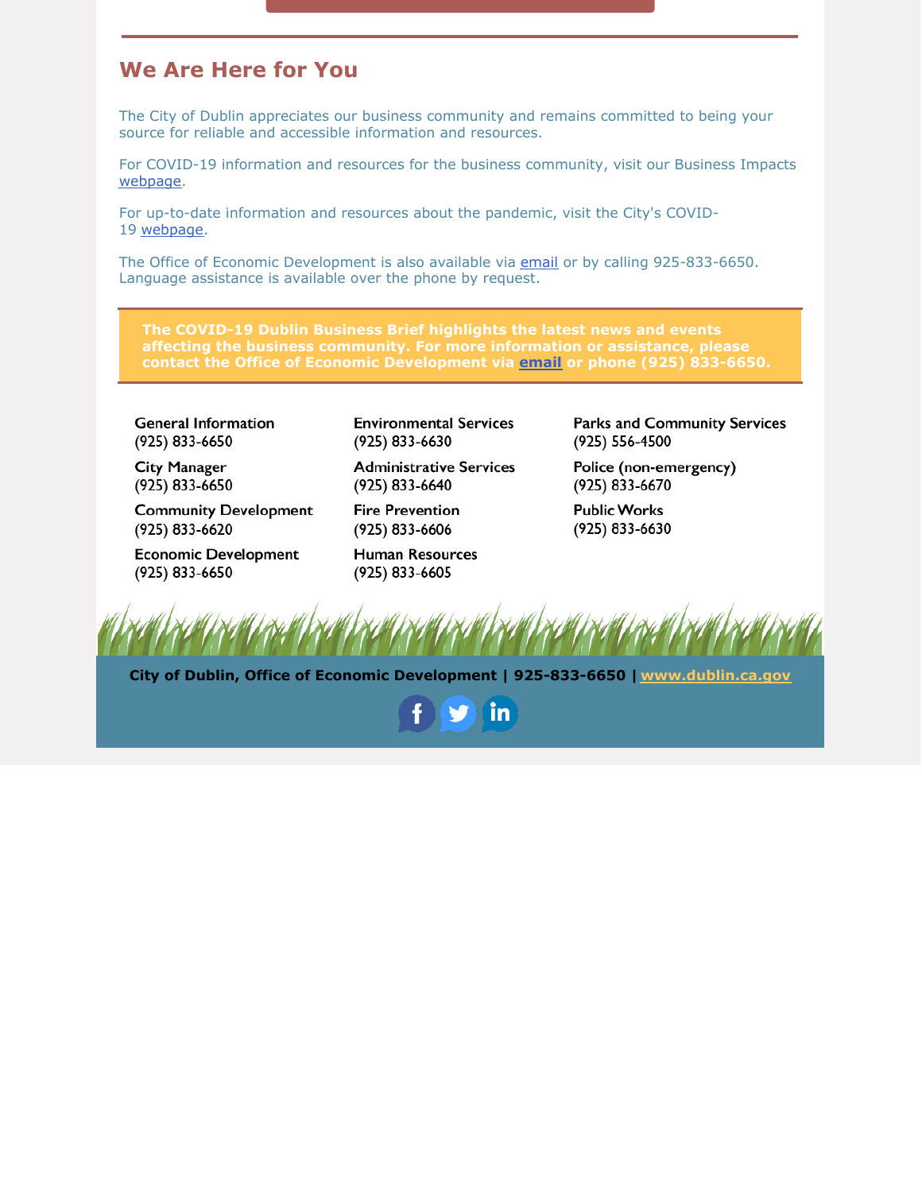## We Are Here for You

The City of Dublin appreciates our business community and remains committed to being your source for reliable and accessible information and resources.

For COVID-19 information and resources for the business community, visit our Business Impacts webpage.

For up-to-date information and resources about the pandemic, visit the City's COVID-19 webpage.

The Office of Economic Development is also available via email or by calling 925-833-6650. Language assistance is available over the phone by request.

**The COVID-19 Dublin Business Brief highlights the latest news and events affecting the business community. For more information or assistance, please contact the Office of Economic Development via email or phone (925) 833-6650.**

General Information
(925) 833-6650

City Manager
(925) 833-6650

Community Development
(925) 833-6620

Economic Development
(925) 833-6650

Environmental Services
(925) 833-6630

Administrative Services
(925) 833-6640

Fire Prevention
(925) 833-6606

Human Resources
(925) 833-6605

Parks and Community Services
(925) 556-4500

Police (non-emergency)
(925) 833-6670

Public Works
(925) 833-6630

**City of Dublin, Office of Economic Development | 925-833-6650 | www.dublin.ca.gov**